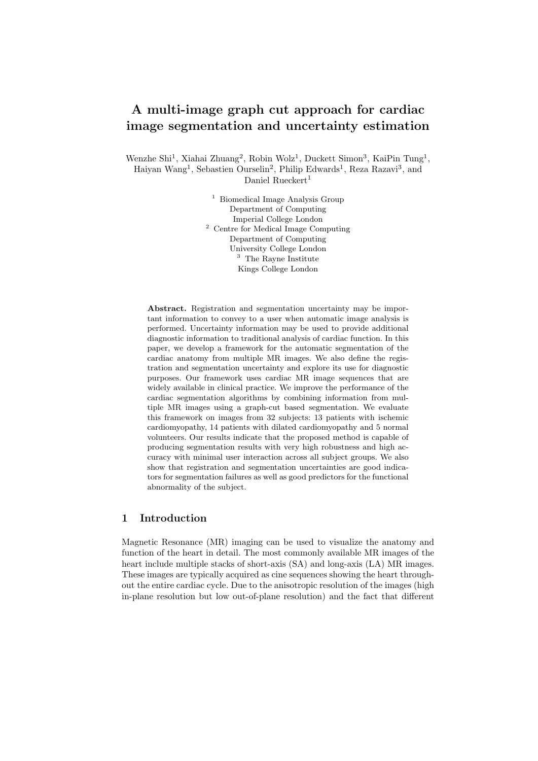# A multi-image graph cut approach for cardiac image segmentation and uncertainty estimation

Wenzhe Shi[1], Xiahai Zhuang[2], Robin Wolz[1], Duckett Simon[3], KaiPin Tung[1], Haiyan Wang[1], Sebastien Ourselin[2], Philip Edwards[1], Reza Razavi[3], and Daniel Rueckert[1]

[1] Biomedical Image Analysis Group
Department of Computing
Imperial College London
[2] Centre for Medical Image Computing
Department of Computing
University College London
[3] The Rayne Institute
Kings College London

**Abstract.** Registration and segmentation uncertainty may be important information to convey to a user when automatic image analysis is performed. Uncertainty information may be used to provide additional diagnostic information to traditional analysis of cardiac function. In this paper, we develop a framework for the automatic segmentation of the cardiac anatomy from multiple MR images. We also define the registration and segmentation uncertainty and explore its use for diagnostic purposes. Our framework uses cardiac MR image sequences that are widely available in clinical practice. We improve the performance of the cardiac segmentation algorithms by combining information from multiple MR images using a graph-cut based segmentation. We evaluate this framework on images from 32 subjects: 13 patients with ischemic cardiomyopathy, 14 patients with dilated cardiomyopathy and 5 normal volunteers. Our results indicate that the proposed method is capable of producing segmentation results with very high robustness and high accuracy with minimal user interaction across all subject groups. We also show that registration and segmentation uncertainties are good indicators for segmentation failures as well as good predictors for the functional abnormality of the subject.

## 1 Introduction

Magnetic Resonance (MR) imaging can be used to visualize the anatomy and function of the heart in detail. The most commonly available MR images of the heart include multiple stacks of short-axis (SA) and long-axis (LA) MR images. These images are typically acquired as cine sequences showing the heart throughout the entire cardiac cycle. Due to the anisotropic resolution of the images (high in-plane resolution but low out-of-plane resolution) and the fact that different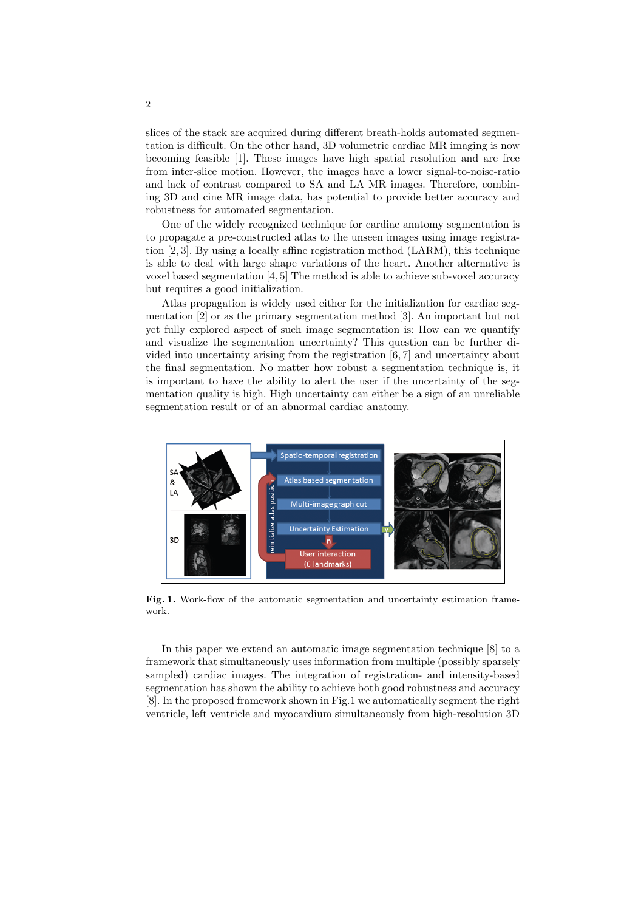slices of the stack are acquired during different breath-holds automated segmentation is difficult. On the other hand, 3D volumetric cardiac MR imaging is now becoming feasible [1]. These images have high spatial resolution and are free from inter-slice motion. However, the images have a lower signal-to-noise-ratio and lack of contrast compared to SA and LA MR images. Therefore, combining 3D and cine MR image data, has potential to provide better accuracy and robustness for automated segmentation.

One of the widely recognized technique for cardiac anatomy segmentation is to propagate a pre-constructed atlas to the unseen images using image registration [2, 3]. By using a locally affine registration method (LARM), this technique is able to deal with large shape variations of the heart. Another alternative is voxel based segmentation [4, 5] The method is able to achieve sub-voxel accuracy but requires a good initialization.

Atlas propagation is widely used either for the initialization for cardiac segmentation [2] or as the primary segmentation method [3]. An important but not yet fully explored aspect of such image segmentation is: How can we quantify and visualize the segmentation uncertainty? This question can be further divided into uncertainty arising from the registration [6, 7] and uncertainty about the final segmentation. No matter how robust a segmentation technique is, it is important to have the ability to alert the user if the uncertainty of the segmentation quality is high. High uncertainty can either be a sign of an unreliable segmentation result or of an abnormal cardiac anatomy.

**Fig. 1.** Work-flow of the automatic segmentation and uncertainty estimation framework.

In this paper we extend an automatic image segmentation technique [8] to a framework that simultaneously uses information from multiple (possibly sparsely sampled) cardiac images. The integration of registration- and intensity-based segmentation has shown the ability to achieve both good robustness and accuracy [8]. In the proposed framework shown in Fig.1 we automatically segment the right ventricle, left ventricle and myocardium simultaneously from high-resolution 3D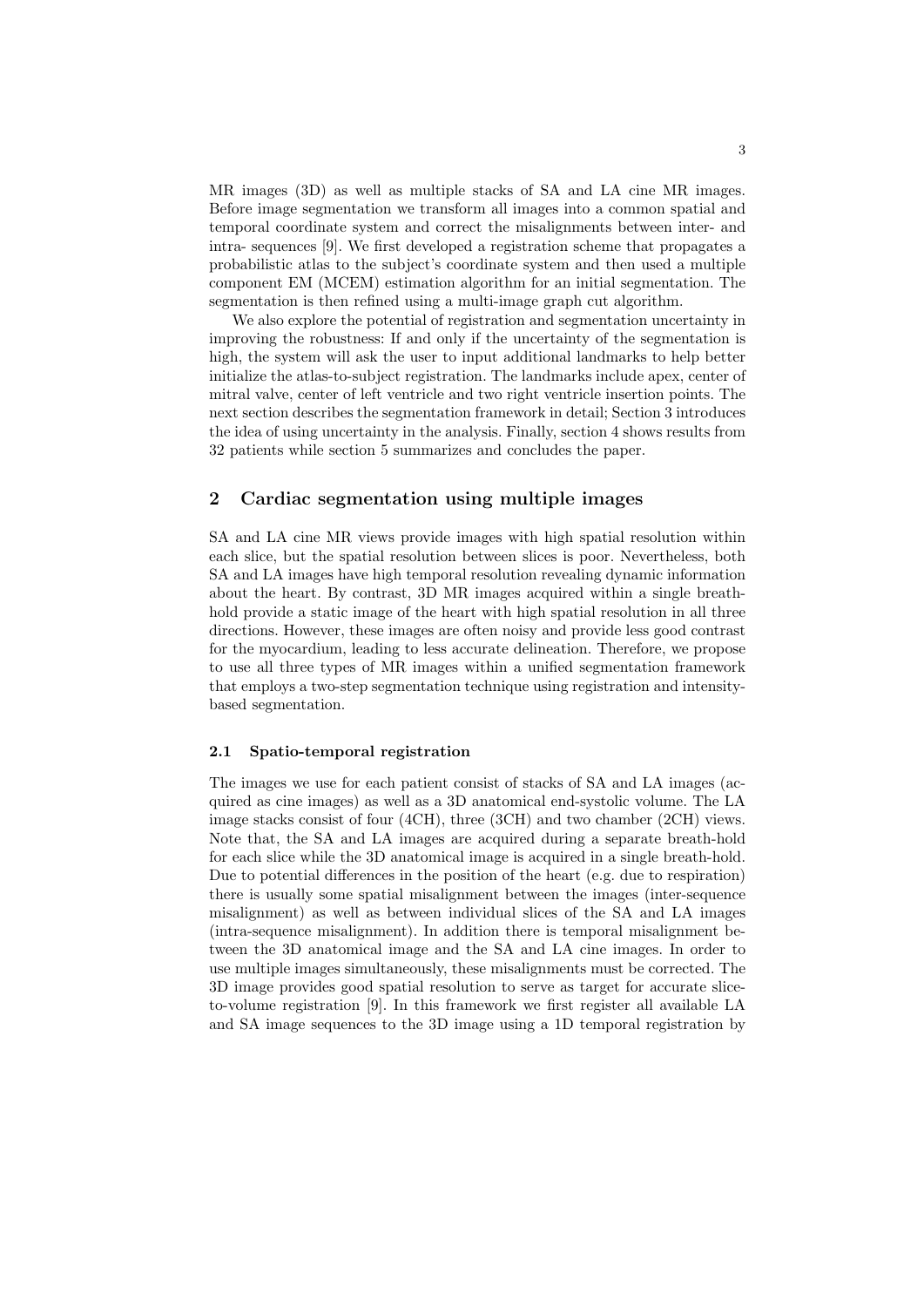MR images (3D) as well as multiple stacks of SA and LA cine MR images. Before image segmentation we transform all images into a common spatial and temporal coordinate system and correct the misalignments between inter- and intra- sequences [9]. We first developed a registration scheme that propagates a probabilistic atlas to the subject's coordinate system and then used a multiple component EM (MCEM) estimation algorithm for an initial segmentation. The segmentation is then refined using a multi-image graph cut algorithm.

We also explore the potential of registration and segmentation uncertainty in improving the robustness: If and only if the uncertainty of the segmentation is high, the system will ask the user to input additional landmarks to help better initialize the atlas-to-subject registration. The landmarks include apex, center of mitral valve, center of left ventricle and two right ventricle insertion points. The next section describes the segmentation framework in detail; Section 3 introduces the idea of using uncertainty in the analysis. Finally, section 4 shows results from 32 patients while section 5 summarizes and concludes the paper.

## 2 Cardiac segmentation using multiple images

SA and LA cine MR views provide images with high spatial resolution within each slice, but the spatial resolution between slices is poor. Nevertheless, both SA and LA images have high temporal resolution revealing dynamic information about the heart. By contrast, 3D MR images acquired within a single breath-hold provide a static image of the heart with high spatial resolution in all three directions. However, these images are often noisy and provide less good contrast for the myocardium, leading to less accurate delineation. Therefore, we propose to use all three types of MR images within a unified segmentation framework that employs a two-step segmentation technique using registration and intensity-based segmentation.

### 2.1 Spatio-temporal registration

The images we use for each patient consist of stacks of SA and LA images (acquired as cine images) as well as a 3D anatomical end-systolic volume. The LA image stacks consist of four (4CH), three (3CH) and two chamber (2CH) views. Note that, the SA and LA images are acquired during a separate breath-hold for each slice while the 3D anatomical image is acquired in a single breath-hold. Due to potential differences in the position of the heart (e.g. due to respiration) there is usually some spatial misalignment between the images (inter-sequence misalignment) as well as between individual slices of the SA and LA images (intra-sequence misalignment). In addition there is temporal misalignment between the 3D anatomical image and the SA and LA cine images. In order to use multiple images simultaneously, these misalignments must be corrected. The 3D image provides good spatial resolution to serve as target for accurate slice-to-volume registration [9]. In this framework we first register all available LA and SA image sequences to the 3D image using a 1D temporal registration by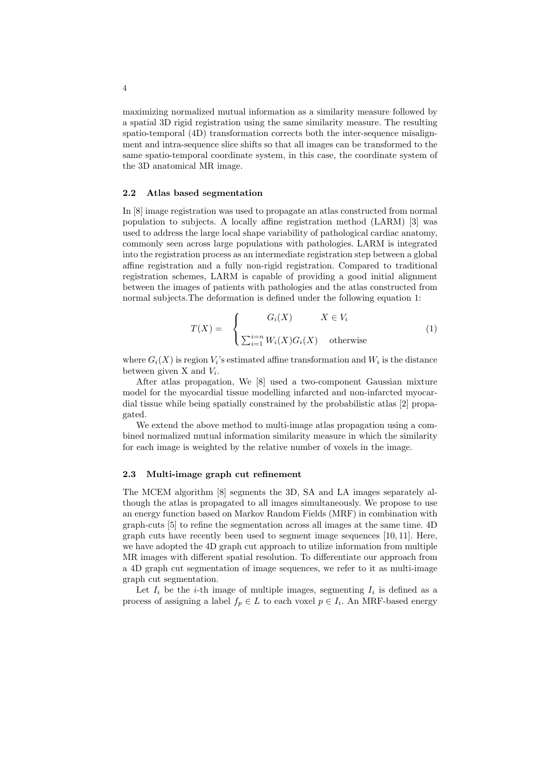maximizing normalized mutual information as a similarity measure followed by a spatial 3D rigid registration using the same similarity measure. The resulting spatio-temporal (4D) transformation corrects both the inter-sequence misalignment and intra-sequence slice shifts so that all images can be transformed to the same spatio-temporal coordinate system, in this case, the coordinate system of the 3D anatomical MR image.

### 2.2 Atlas based segmentation

In [8] image registration was used to propagate an atlas constructed from normal population to subjects. A locally affine registration method (LARM) [3] was used to address the large local shape variability of pathological cardiac anatomy, commonly seen across large populations with pathologies. LARM is integrated into the registration process as an intermediate registration step between a global affine registration and a fully non-rigid registration. Compared to traditional registration schemes, LARM is capable of providing a good initial alignment between the images of patients with pathologies and the atlas constructed from normal subjects.The deformation is defined under the following equation 1:

$$T(X) = \begin{cases} G_i(X) & X \in V_i \\ \sum_{i=1}^{i=n} W_i(X)G_i(X) & \text{otherwise} \end{cases} \tag{1}$$

where $G_i(X)$ is region $V_i$'s estimated affine transformation and $W_i$ is the distance between given X and $V_i$.

After atlas propagation, We [8] used a two-component Gaussian mixture model for the myocardial tissue modelling infarcted and non-infarcted myocardial tissue while being spatially constrained by the probabilistic atlas [2] propagated.

We extend the above method to multi-image atlas propagation using a combined normalized mutual information similarity measure in which the similarity for each image is weighted by the relative number of voxels in the image.

### 2.3 Multi-image graph cut refinement

The MCEM algorithm [8] segments the 3D, SA and LA images separately although the atlas is propagated to all images simultaneously. We propose to use an energy function based on Markov Random Fields (MRF) in combination with graph-cuts [5] to refine the segmentation across all images at the same time. 4D graph cuts have recently been used to segment image sequences [10, 11]. Here, we have adopted the 4D graph cut approach to utilize information from multiple MR images with different spatial resolution. To differentiate our approach from a 4D graph cut segmentation of image sequences, we refer to it as multi-image graph cut segmentation.

Let $I_i$ be the $i$-th image of multiple images, segmenting $I_i$ is defined as a process of assigning a label $f_p \in L$ to each voxel $p \in I_i$. An MRF-based energy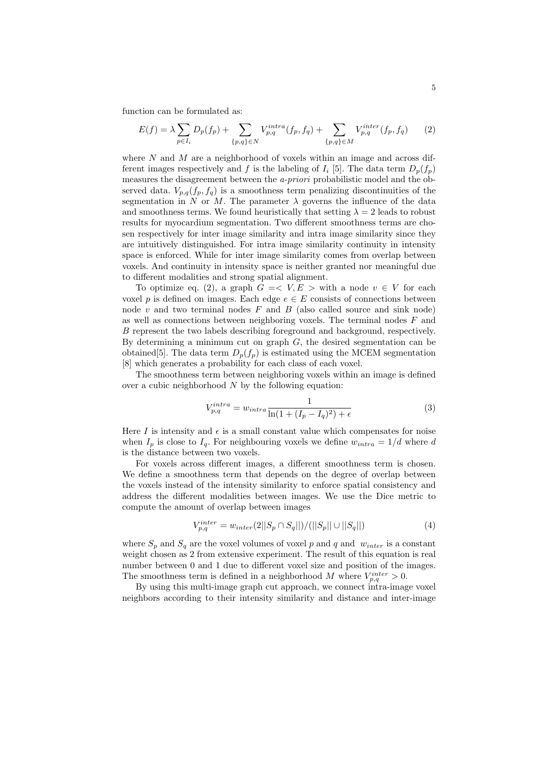function can be formulated as:

$$E(f) = \lambda \sum_{p \in I_i} D_p(f_p) + \sum_{\{p,q\} \in N} V_{p,q}^{intra}(f_p, f_q) + \sum_{\{p,q\} \in M} V_{p,q}^{inter}(f_p, f_q) \qquad (2)$$

where $N$ and $M$ are a neighborhood of voxels within an image and across different images respectively and $f$ is the labeling of $I_i$ [5]. The data term $D_p(f_p)$ measures the disagreement between the *a-priori* probabilistic model and the observed data. $V_{p,q}(f_p, f_q)$ is a smoothness term penalizing discontinuities of the segmentation in $N$ or $M$. The parameter $\lambda$ governs the influence of the data and smoothness terms. We found heuristically that setting $\lambda = 2$ leads to robust results for myocardium segmentation. Two different smoothness terms are chosen respectively for inter image similarity and intra image similarity since they are intuitively distinguished. For intra image similarity continuity in intensity space is enforced. While for inter image similarity comes from overlap between voxels. And continuity in intensity space is neither granted nor meaningful due to different modalities and strong spatial alignment.

To optimize eq. (2), a graph $G =< V, E >$ with a node $v \in V$ for each voxel $p$ is defined on images. Each edge $e \in E$ consists of connections between node $v$ and two terminal nodes $F$ and $B$ (also called source and sink node) as well as connections between neighboring voxels. The terminal nodes $F$ and $B$ represent the two labels describing foreground and background, respectively. By determining a minimum cut on graph $G$, the desired segmentation can be obtained[5]. The data term $D_p(f_p)$ is estimated using the MCEM segmentation [8] which generates a probability for each class of each voxel.

The smoothness term between neighboring voxels within an image is defined over a cubic neighborhood $N$ by the following equation:

$$V_{p,q}^{intra} = w_{intra} \frac{1}{\ln(1 + (I_p - I_q)^2) + \epsilon} \qquad (3)$$

Here $I$ is intensity and $\epsilon$ is a small constant value which compensates for noise when $I_p$ is close to $I_q$. For neighbouring voxels we define $w_{intra} = 1/d$ where $d$ is the distance between two voxels.

For voxels across different images, a different smoothness term is chosen. We define a smoothness term that depends on the degree of overlap between the voxels instead of the intensity similarity to enforce spatial consistency and address the different modalities between images. We use the Dice metric to compute the amount of overlap between images

$$V_{p,q}^{inter} = w_{inter}(2||S_p \cap S_q||)/(||S_p|| \cup ||S_q||) \qquad (4)$$

where $S_p$ and $S_q$ are the voxel volumes of voxel $p$ and $q$ and $w_{inter}$ is a constant weight chosen as 2 from extensive experiment. The result of this equation is real number between 0 and 1 due to different voxel size and position of the images. The smoothness term is defined in a neighborhood $M$ where $V_{p,q}^{inter} > 0$.

By using this multi-image graph cut approach, we connect intra-image voxel neighbors according to their intensity similarity and distance and inter-image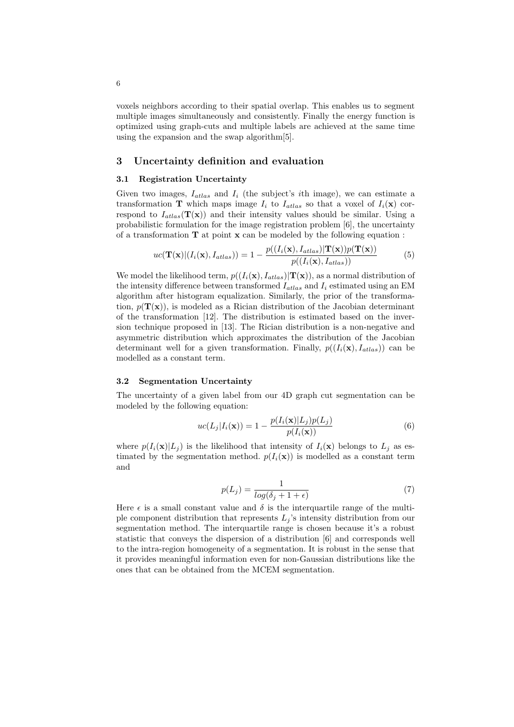voxels neighbors according to their spatial overlap. This enables us to segment multiple images simultaneously and consistently. Finally the energy function is optimized using graph-cuts and multiple labels are achieved at the same time using the expansion and the swap algorithm[5].

## 3 Uncertainty definition and evaluation

### 3.1 Registration Uncertainty

Given two images, $I_{atlas}$ and $I_i$ (the subject's $i$th image), we can estimate a transformation $\mathbf{T}$ which maps image $I_i$ to $I_{atlas}$ so that a voxel of $I_i(\mathbf{x})$ correspond to $I_{atlas}(\mathbf{T}(\mathbf{x}))$ and their intensity values should be similar. Using a probabilistic formulation for the image registration problem [6], the uncertainty of a transformation $\mathbf{T}$ at point $\mathbf{x}$ can be modeled by the following equation :

$$uc(\mathbf{T}(\mathbf{x})|(I_i(\mathbf{x}), I_{atlas})) = 1 - \frac{p((I_i(\mathbf{x}), I_{atlas})|\mathbf{T}(\mathbf{x}))p(\mathbf{T}(\mathbf{x}))}{p((I_i(\mathbf{x}), I_{atlas}))} \tag{5}$$

We model the likelihood term, $p((I_i(\mathbf{x}), I_{atlas})|\mathbf{T}(\mathbf{x}))$, as a normal distribution of the intensity difference between transformed $I_{atlas}$ and $I_i$ estimated using an EM algorithm after histogram equalization. Similarly, the prior of the transformation, $p(\mathbf{T}(\mathbf{x}))$, is modeled as a Rician distribution of the Jacobian determinant of the transformation [12]. The distribution is estimated based on the inversion technique proposed in [13]. The Rician distribution is a non-negative and asymmetric distribution which approximates the distribution of the Jacobian determinant well for a given transformation. Finally, $p((I_i(\mathbf{x}), I_{atlas}))$ can be modelled as a constant term.

### 3.2 Segmentation Uncertainty

The uncertainty of a given label from our 4D graph cut segmentation can be modeled by the following equation:

$$uc(L_j|I_i(\mathbf{x})) = 1 - \frac{p(I_i(\mathbf{x})|L_j)p(L_j)}{p(I_i(\mathbf{x}))} \tag{6}$$

where $p(I_i(\mathbf{x})|L_j)$ is the likelihood that intensity of $I_i(\mathbf{x})$ belongs to $L_j$ as estimated by the segmentation method. $p(I_i(\mathbf{x}))$ is modelled as a constant term and

$$p(L_j) = \frac{1}{log(\delta_j + 1 + \epsilon)} \tag{7}$$

Here $\epsilon$ is a small constant value and $\delta$ is the interquartile range of the multiple component distribution that represents $L_j$'s intensity distribution from our segmentation method. The interquartile range is chosen because it's a robust statistic that conveys the dispersion of a distribution [6] and corresponds well to the intra-region homogeneity of a segmentation. It is robust in the sense that it provides meaningful information even for non-Gaussian distributions like the ones that can be obtained from the MCEM segmentation.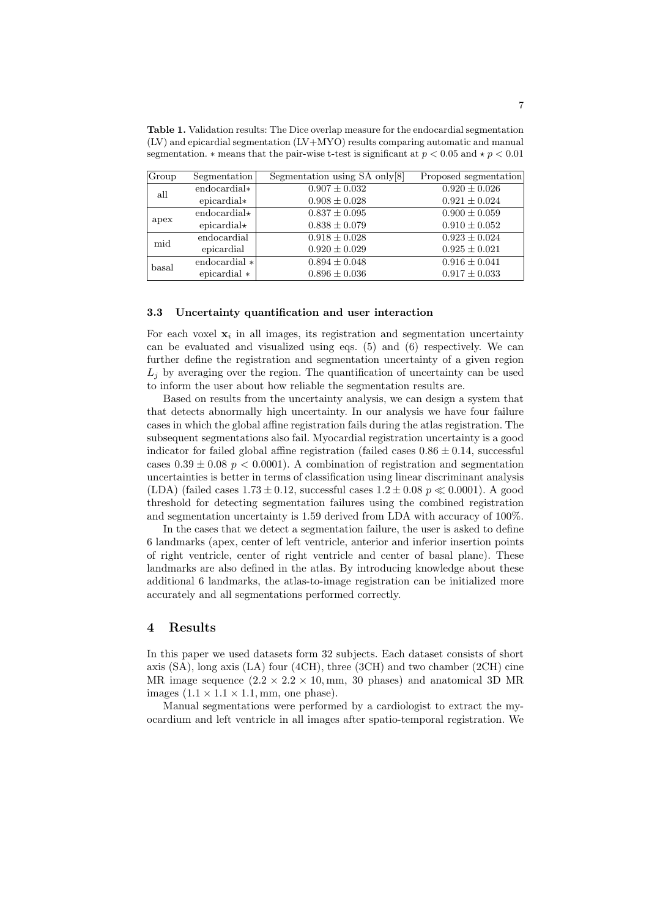**Table 1.** Validation results: The Dice overlap measure for the endocardial segmentation (LV) and epicardial segmentation (LV+MYO) results comparing automatic and manual segmentation. $*$ means that the pair-wise t-test is significant at $p < 0.05$ and $\star$ $p < 0.01$

| Group | Segmentation | Segmentation using SA only[8] | Proposed segmentation |
|---|---|---|---|
| all | endocardial$*$ | $0.907 \pm 0.032$ | $0.920 \pm 0.026$ |
| | epicardial$*$ | $0.908 \pm 0.028$ | $0.921 \pm 0.024$ |
| apex | endocardial$\star$ | $0.837 \pm 0.095$ | $0.900 \pm 0.059$ |
| | epicardial$\star$ | $0.838 \pm 0.079$ | $0.910 \pm 0.052$ |
| mid | endocardial | $0.918 \pm 0.028$ | $0.923 \pm 0.024$ |
| | epicardial | $0.920 \pm 0.029$ | $0.925 \pm 0.021$ |
| basal | endocardial $*$ | $0.894 \pm 0.048$ | $0.916 \pm 0.041$ |
| | epicardial $*$ | $0.896 \pm 0.036$ | $0.917 \pm 0.033$ |

### 3.3 Uncertainty quantification and user interaction

For each voxel $\mathbf{x}_i$ in all images, its registration and segmentation uncertainty can be evaluated and visualized using eqs. (5) and (6) respectively. We can further define the registration and segmentation uncertainty of a given region $L_j$ by averaging over the region. The quantification of uncertainty can be used to inform the user about how reliable the segmentation results are.

Based on results from the uncertainty analysis, we can design a system that that detects abnormally high uncertainty. In our analysis we have four failure cases in which the global affine registration fails during the atlas registration. The subsequent segmentations also fail. Myocardial registration uncertainty is a good indicator for failed global affine registration (failed cases $0.86 \pm 0.14$, successful cases $0.39 \pm 0.08$ $p < 0.0001$). A combination of registration and segmentation uncertainties is better in terms of classification using linear discriminant analysis (LDA) (failed cases $1.73 \pm 0.12$, successful cases $1.2 \pm 0.08$ $p \ll 0.0001$). A good threshold for detecting segmentation failures using the combined registration and segmentation uncertainty is 1.59 derived from LDA with accuracy of 100%.

In the cases that we detect a segmentation failure, the user is asked to define 6 landmarks (apex, center of left ventricle, anterior and inferior insertion points of right ventricle, center of right ventricle and center of basal plane). These landmarks are also defined in the atlas. By introducing knowledge about these additional 6 landmarks, the atlas-to-image registration can be initialized more accurately and all segmentations performed correctly.

## 4 Results

In this paper we used datasets form 32 subjects. Each dataset consists of short axis (SA), long axis (LA) four (4CH), three (3CH) and two chamber (2CH) cine MR image sequence ($2.2 \times 2.2 \times 10$, mm, 30 phases) and anatomical 3D MR images ($1.1 \times 1.1 \times 1.1$, mm, one phase).

Manual segmentations were performed by a cardiologist to extract the myocardium and left ventricle in all images after spatio-temporal registration. We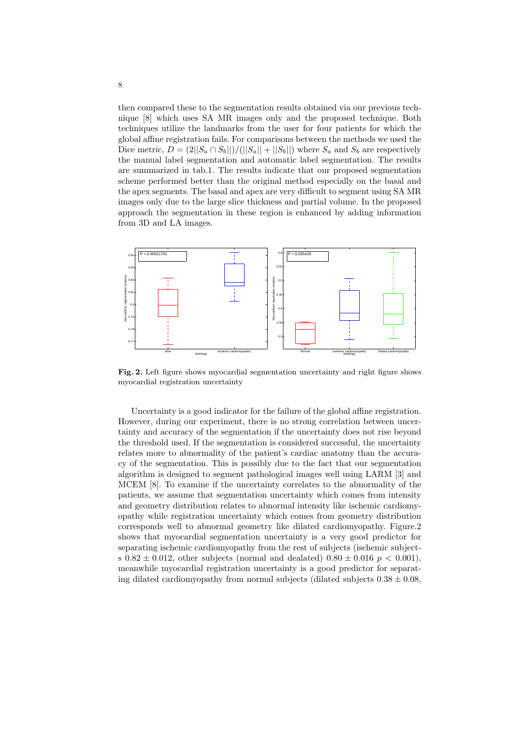then compared these to the segmentation results obtained via our previous technique [8] which uses SA MR images only and the proposed technique. Both techniques utilize the landmarks from the user for four patients for which the global affine registration fails. For comparisons between the methods we used the Dice metric, $D = (2||S_a \cap S_b||)/(||S_a|| + ||S_b||)$ where $S_a$ and $S_b$ are respectively the manual label segmentation and automatic label segmentation. The results are summarized in tab.1. The results indicate that our proposed segmentation scheme performed better than the original method especially on the basal and the apex segments. The basal and apex are very difficult to segment using SA MR images only due to the large slice thickness and partial volume. In the proposed approach the segmentation in these region is enhanced by adding information from 3D and LA images.

**Fig. 2.** Left figure shows myocardial segmentation uncertainty and right figure shows myocardial registration uncertainty

Uncertainty is a good indicator for the failure of the global affine registration. However, during our experiment, there is no strong correlation between uncertainty and accuracy of the segmentation if the uncertainty does not rise beyond the threshold used. If the segmentation is considered successful, the uncertainty relates more to abnormality of the patient's cardiac anatomy than the accuracy of the segmentation. This is possibly due to the fact that our segmentation algorithm is designed to segment pathological images well using LARM [3] and MCEM [8]. To examine if the uncertainty correlates to the abnormality of the patients, we assume that segmentation uncertainty which comes from intensity and geometry distribution relates to abnormal intensity like ischemic cardiomyopathy while registration uncertainty which comes from geometry distribution corresponds well to abnormal geometry like dilated cardiomyopathy. Figure.2 shows that myocardial segmentation uncertainty is a very good predictor for separating ischemic cardiomyopathy from the rest of subjects (ischemic subjects $0.82 \pm 0.012$, other subjects (normal and dealated) $0.80 \pm 0.016$ $p < 0.001$), meanwhile myocardial registration uncertainty is a good predictor for separating dilated cardiomyopathy from normal subjects (dilated subjects $0.38 \pm 0.08$,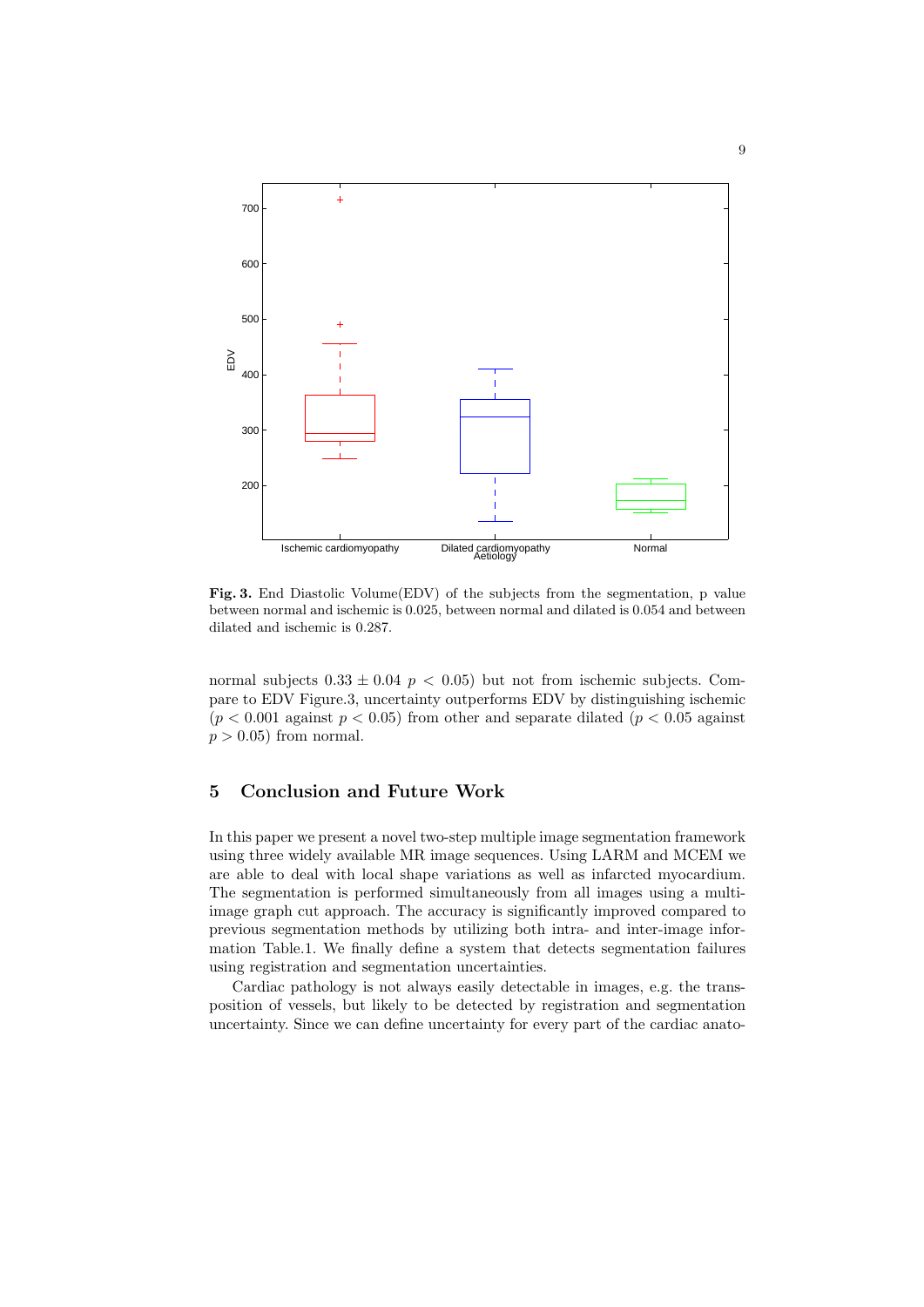**Fig. 3.** End Diastolic Volume(EDV) of the subjects from the segmentation, p value between normal and ischemic is 0.025, between normal and dilated is 0.054 and between dilated and ischemic is 0.287.

normal subjects $0.33 \pm 0.04$ $p < 0.05$) but not from ischemic subjects. Compare to EDV Figure.3, uncertainty outperforms EDV by distinguishing ischemic ($p < 0.001$ against $p < 0.05$) from other and separate dilated ($p < 0.05$ against $p > 0.05$) from normal.

## 5 Conclusion and Future Work

In this paper we present a novel two-step multiple image segmentation framework using three widely available MR image sequences. Using LARM and MCEM we are able to deal with local shape variations as well as infarcted myocardium. The segmentation is performed simultaneously from all images using a multi-image graph cut approach. The accuracy is significantly improved compared to previous segmentation methods by utilizing both intra- and inter-image information Table.1. We finally define a system that detects segmentation failures using registration and segmentation uncertainties.

Cardiac pathology is not always easily detectable in images, e.g. the transposition of vessels, but likely to be detected by registration and segmentation uncertainty. Since we can define uncertainty for every part of the cardiac anato-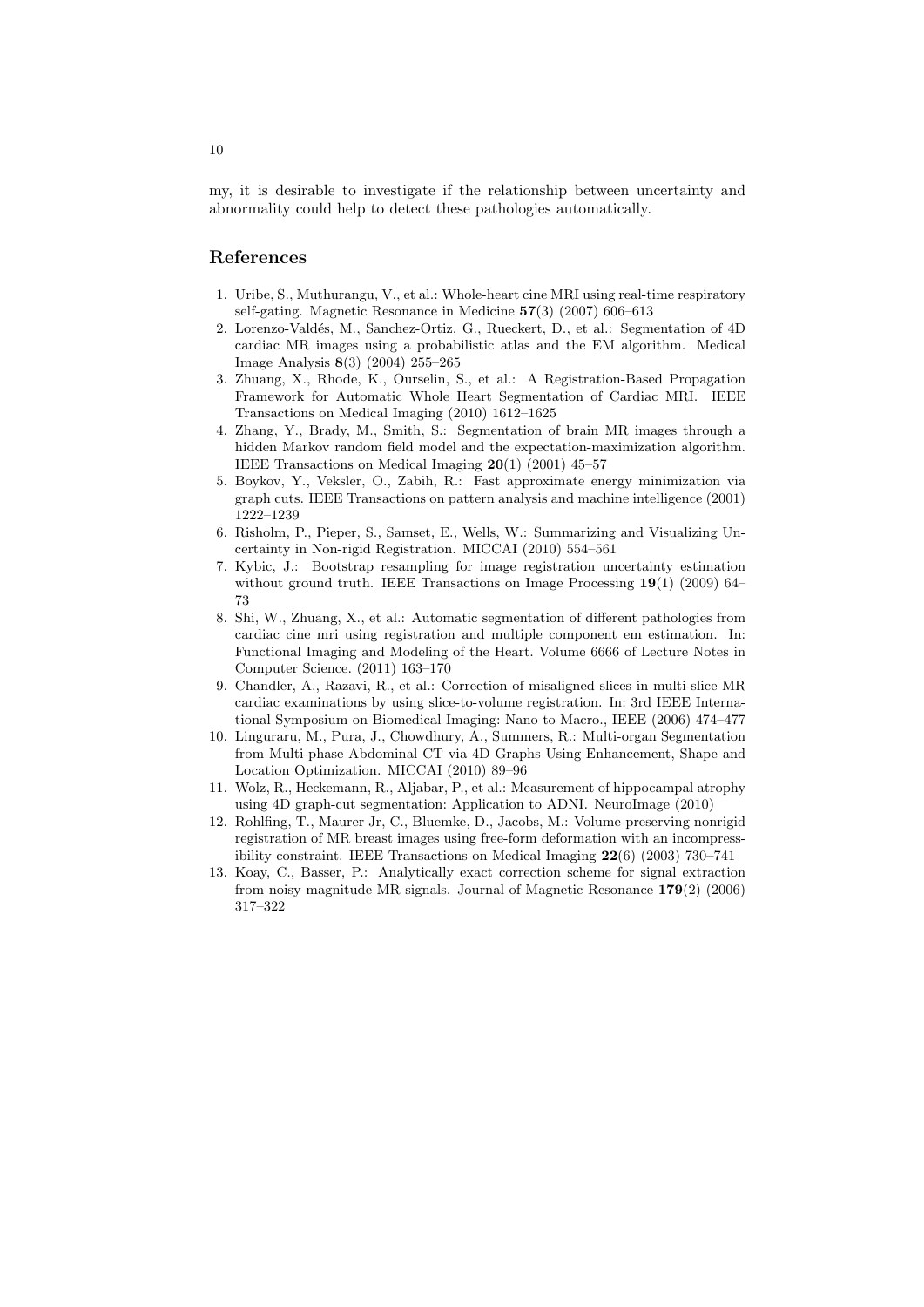my, it is desirable to investigate if the relationship between uncertainty and abnormality could help to detect these pathologies automatically.

## References

1. Uribe, S., Muthurangu, V., et al.: Whole-heart cine MRI using real-time respiratory self-gating. Magnetic Resonance in Medicine **57**(3) (2007) 606–613
2. Lorenzo-Valdés, M., Sanchez-Ortiz, G., Rueckert, D., et al.: Segmentation of 4D cardiac MR images using a probabilistic atlas and the EM algorithm. Medical Image Analysis **8**(3) (2004) 255–265
3. Zhuang, X., Rhode, K., Ourselin, S., et al.: A Registration-Based Propagation Framework for Automatic Whole Heart Segmentation of Cardiac MRI. IEEE Transactions on Medical Imaging (2010) 1612–1625
4. Zhang, Y., Brady, M., Smith, S.: Segmentation of brain MR images through a hidden Markov random field model and the expectation-maximization algorithm. IEEE Transactions on Medical Imaging **20**(1) (2001) 45–57
5. Boykov, Y., Veksler, O., Zabih, R.: Fast approximate energy minimization via graph cuts. IEEE Transactions on pattern analysis and machine intelligence (2001) 1222–1239
6. Risholm, P., Pieper, S., Samset, E., Wells, W.: Summarizing and Visualizing Uncertainty in Non-rigid Registration. MICCAI (2010) 554–561
7. Kybic, J.: Bootstrap resampling for image registration uncertainty estimation without ground truth. IEEE Transactions on Image Processing **19**(1) (2009) 64–73
8. Shi, W., Zhuang, X., et al.: Automatic segmentation of different pathologies from cardiac cine mri using registration and multiple component em estimation. In: Functional Imaging and Modeling of the Heart. Volume 6666 of Lecture Notes in Computer Science. (2011) 163–170
9. Chandler, A., Razavi, R., et al.: Correction of misaligned slices in multi-slice MR cardiac examinations by using slice-to-volume registration. In: 3rd IEEE International Symposium on Biomedical Imaging: Nano to Macro., IEEE (2006) 474–477
10. Linguraru, M., Pura, J., Chowdhury, A., Summers, R.: Multi-organ Segmentation from Multi-phase Abdominal CT via 4D Graphs Using Enhancement, Shape and Location Optimization. MICCAI (2010) 89–96
11. Wolz, R., Heckemann, R., Aljabar, P., et al.: Measurement of hippocampal atrophy using 4D graph-cut segmentation: Application to ADNI. NeuroImage (2010)
12. Rohlfing, T., Maurer Jr, C., Bluemke, D., Jacobs, M.: Volume-preserving nonrigid registration of MR breast images using free-form deformation with an incompressibility constraint. IEEE Transactions on Medical Imaging **22**(6) (2003) 730–741
13. Koay, C., Basser, P.: Analytically exact correction scheme for signal extraction from noisy magnitude MR signals. Journal of Magnetic Resonance **179**(2) (2006) 317–322